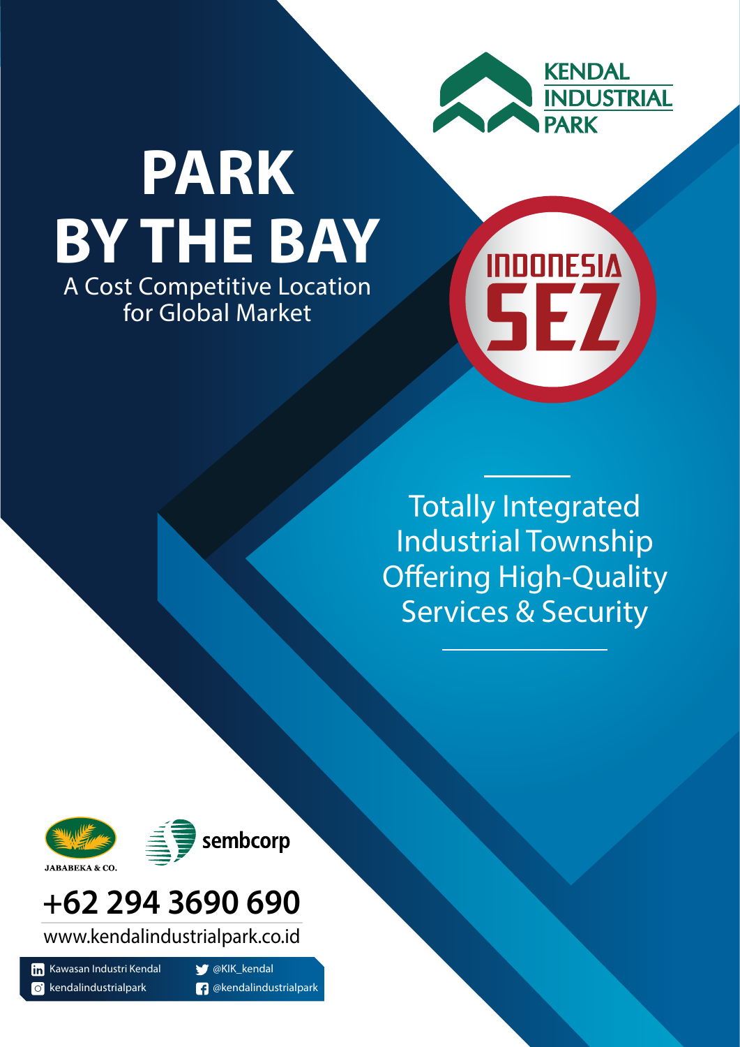KENDAL INDUSTRIAL PARK

# PARK BY THE BAY

A Cost Competitive Location for Global Market

INDONESIA SEZ

Totally Integrated Industrial Township Offering High-Quality Services & Security

JABABEKA & CO.

sembcorp

**+62 294 3690 690**

www.kendalindustrialpark.co.id

Kawasan Industri Kendal

@KIK_kendal

kendalindustrialpark

@kendalindustrialpark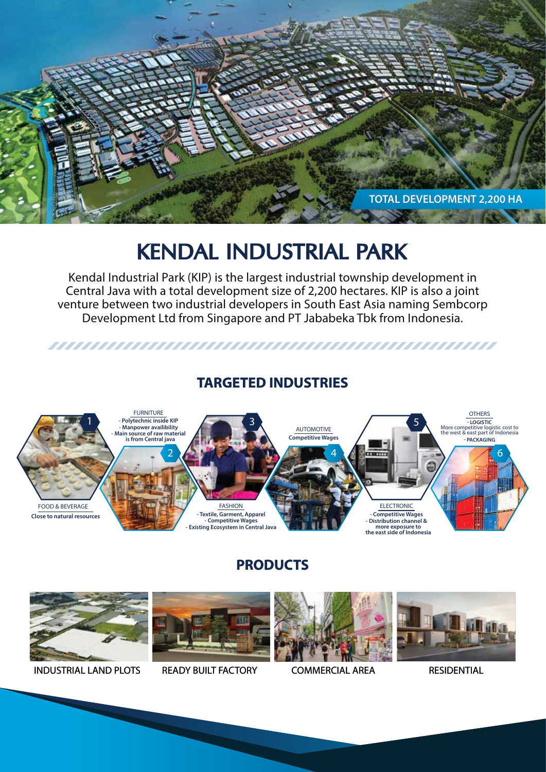TOTAL DEVELOPMENT 2,200 HA

# KENDAL INDUSTRIAL PARK

Kendal Industrial Park (KIP) is the largest industrial township development in Central Java with a total development size of 2,200 hectares. KIP is also a joint venture between two industrial developers in South East Asia naming Sembcorp Development Ltd from Singapore and PT Jababeka Tbk from Indonesia.

## TARGETED INDUSTRIES

1. FOOD & BEVERAGE
   - **Close to natural resources**
2. FURNITURE
   - **Polytechnic inside KIP**
   - **Manpower availibility**
   - **Main source of raw material is from Central java**
3. FASHION
   - **Textile, Garment, Apparel**
   - **Competitive Wages**
   - **Existing Ecosystem in Central Java**
4. AUTOMOTIVE
   - **Competitive Wages**
5. ELECTRONIC
   - **Competitive Wages**
   - **Distribution channel & more exposure to the east side of Indonesia**
6. OTHERS
   - **LOGISTIC** More competitive logistic cost to the west & east part of Indonesia
   - **PACKAGING**

## PRODUCTS

- INDUSTRIAL LAND PLOTS
- READY BUILT FACTORY
- COMMERCIAL AREA
- RESIDENTIAL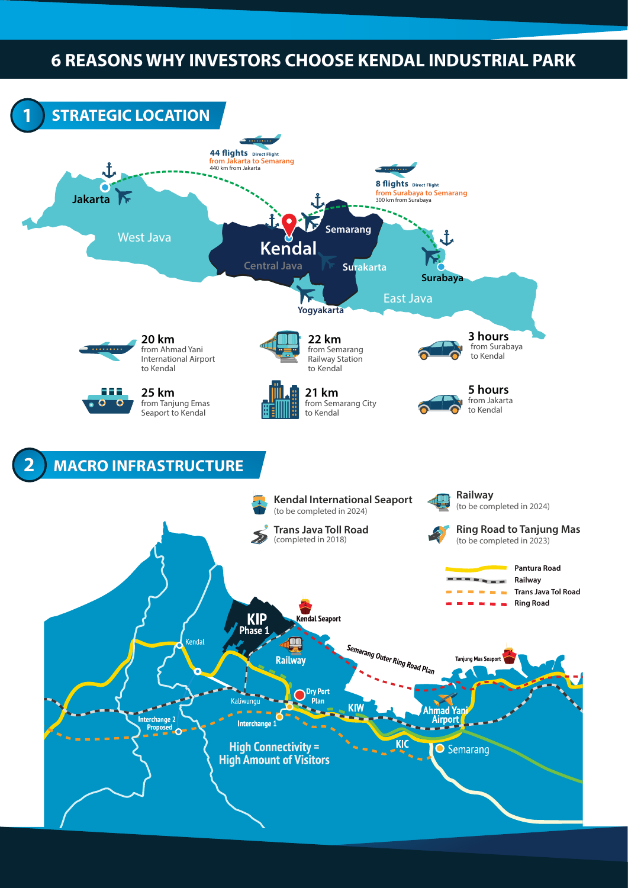# 6 REASONS WHY INVESTORS CHOOSE KENDAL INDUSTRIAL PARK

## 1 STRATEGIC LOCATION

**44 flights** Direct Flight
from Jakarta to Semarang
440 km from Jakarta

**8 flights** Direct Flight
from Surabaya to Semarang
300 km from Surabaya

Jakarta, West Java, Kendal, Central Java, Semarang, Surakarta, Yogyakarta, Surabaya, East Java

**20 km**
from Ahmad Yani International Airport to Kendal

**22 km**
from Semarang Railway Station to Kendal

**3 hours**
from Surabaya to Kendal

**25 km**
from Tanjung Emas Seaport to Kendal

**21 km**
from Semarang City to Kendal

**5 hours**
from Jakarta to Kendal

## 2 MACRO INFRASTRUCTURE

**Kendal International Seaport**
(to be completed in 2024)

**Railway**
(to be completed in 2024)

**Trans Java Toll Road**
(completed in 2018)

**Ring Road to Tanjung Mas**
(to be completed in 2023)

- Pantura Road
- Railway
- Trans Java Tol Road
- Ring Road

KIP Phase 1, Kendal Seaport, Kendal, Railway, Semarang Outer Ring Road Plan, Tanjung Mas Seaport, Dry Port Plan, Kaliwungu, KIW, Ahmad Yani Airport, Interchange 2 Proposed, Interchange 1, KIC, Semarang

**High Connectivity = High Amount of Visitors**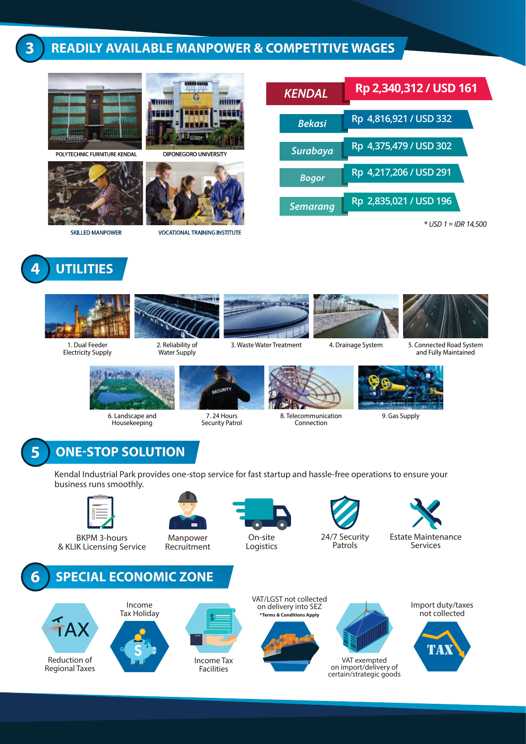## 3 READILY AVAILABLE MANPOWER & COMPETITIVE WAGES

POLYTECHNIC FURNITURE KENDAL

DIPONEGORO UNIVERSITY

SKILLED MANPOWER

VOCATIONAL TRAINING INSTITUTE

| City | Wage |
|---|---|
| KENDAL | Rp 2,340,312 / USD 161 |
| Bekasi | Rp 4,816,921 / USD 332 |
| Surabaya | Rp 4,375,479 / USD 302 |
| Bogor | Rp 4,217,206 / USD 291 |
| Semarang | Rp 2,835,021 / USD 196 |

*\* USD 1 = IDR 14,500*

## 4 UTILITIES

1. Dual Feeder Electricity Supply
2. Reliability of Water Supply
3. Waste Water Treatment
4. Drainage System
5. Connected Road System and Fully Maintained
6. Landscape and Housekeeping
7. 24 Hours Security Patrol
8. Telecommunication Connection
9. Gas Supply

## 5 ONE-STOP SOLUTION

Kendal Industrial Park provides one-stop service for fast startup and hassle-free operations to ensure your business runs smoothly.

- BKPM 3-hours & KLIK Licensing Service
- Manpower Recruitment
- On-site Logistics
- 24/7 Security Patrols
- Estate Maintenance Services

## 6 SPECIAL ECONOMIC ZONE

- Reduction of Regional Taxes
- Income Tax Holiday
- Income Tax Facilities
- VAT/LGST not collected on delivery into SEZ *Terms & Conditions Apply
- VAT exempted on import/delivery of certain/strategic goods
- Import duty/taxes not collected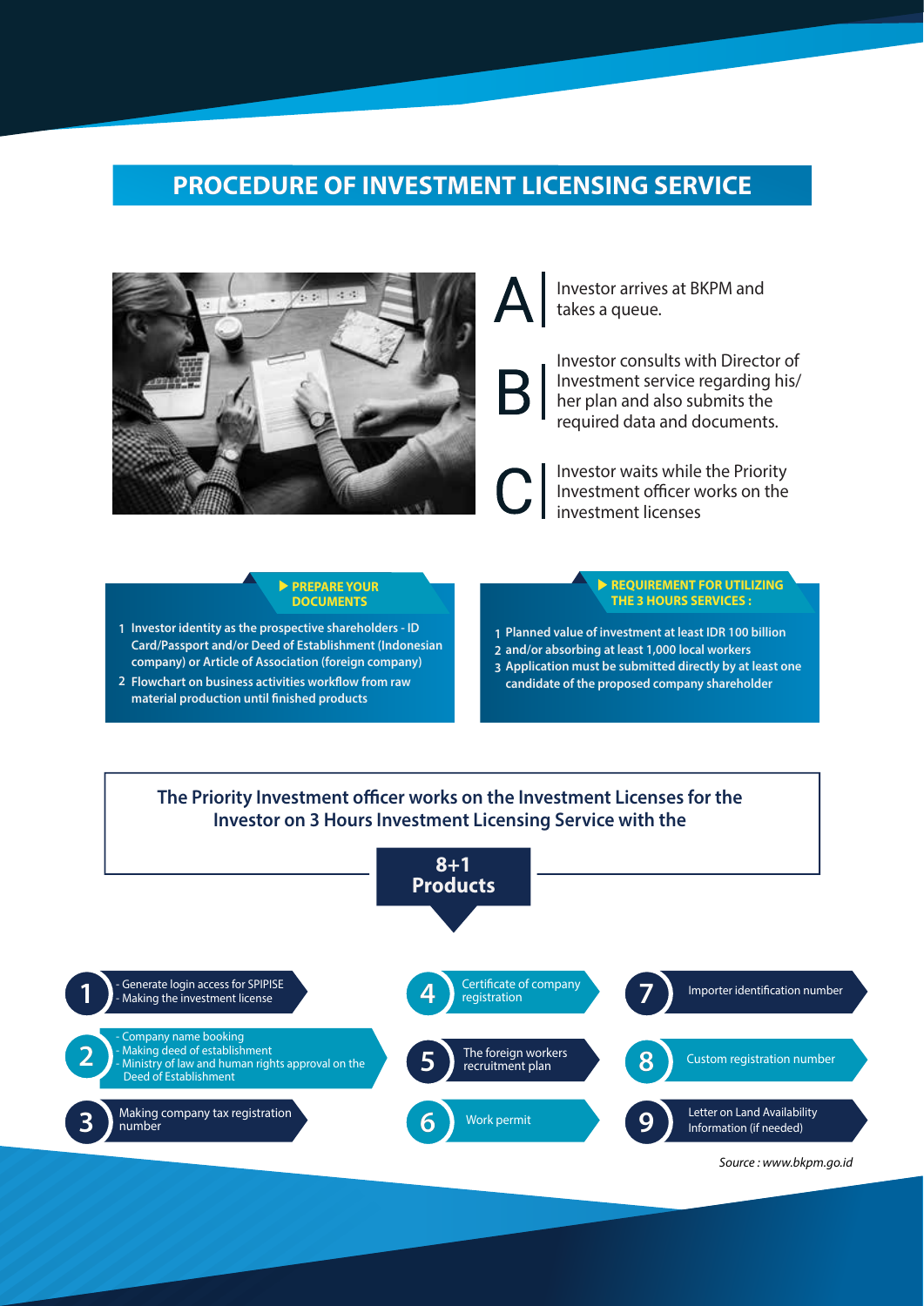# PROCEDURE OF INVESTMENT LICENSING SERVICE

**A** Investor arrives at BKPM and takes a queue.

**B** Investor consults with Director of Investment service regarding his/her plan and also submits the required data and documents.

**C** Investor waits while the Priority Investment officer works on the investment licenses

### PREPARE YOUR DOCUMENTS

1. Investor identity as the prospective shareholders - ID Card/Passport and/or Deed of Establishment (Indonesian company) or Article of Association (foreign company)
2. Flowchart on business activities workflow from raw material production until finished products

### REQUIREMENT FOR UTILIZING THE 3 HOURS SERVICES :

1. Planned value of investment at least IDR 100 billion
2. and/or absorbing at least 1,000 local workers
3. Application must be submitted directly by at least one candidate of the proposed company shareholder

## The Priority Investment officer works on the Investment Licenses for the Investor on 3 Hours Investment Licensing Service with the

## 8+1 Products

1. - Generate login access for SPIPISE
   - Making the investment license
2. - Company name booking
   - Making deed of establishment
   - Ministry of law and human rights approval on the Deed of Establishment
3. Making company tax registration number
4. Certificate of company registration
5. The foreign workers recruitment plan
6. Work permit
7. Importer identification number
8. Custom registration number
9. Letter on Land Availability Information (if needed)

*Source : www.bkpm.go.id*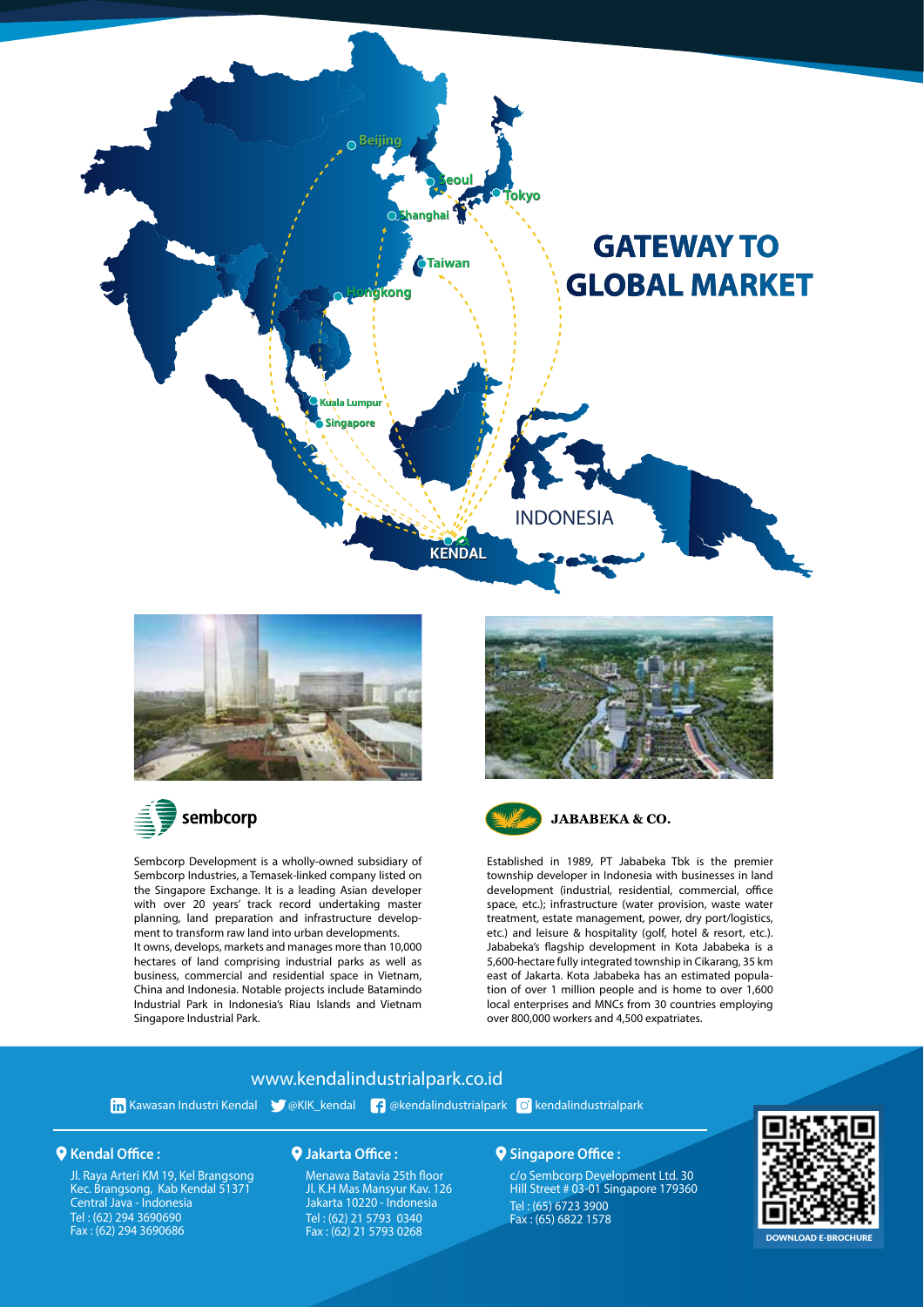# GATEWAY TO GLOBAL MARKET

Beijing
Seoul
Tokyo
Shanghai
Taiwan
Hongkong
Kuala Lumpur
Singapore
INDONESIA
KENDAL

sembcorp

Sembcorp Development is a wholly-owned subsidiary of Sembcorp Industries, a Temasek-linked company listed on the Singapore Exchange. It is a leading Asian developer with over 20 years' track record undertaking master planning, land preparation and infrastructure development to transform raw land into urban developments.

It owns, develops, markets and manages more than 10,000 hectares of land comprising industrial parks as well as business, commercial and residential space in Vietnam, China and Indonesia. Notable projects include Batamindo Industrial Park in Indonesia's Riau Islands and Vietnam Singapore Industrial Park.

JABABEKA & CO.

Established in 1989, PT Jababeka Tbk is the premier township developer in Indonesia with businesses in land development (industrial, residential, commercial, office space, etc.); infrastructure (water provision, waste water treatment, estate management, power, dry port/logistics, etc.) and leisure & hospitality (golf, hotel & resort, etc.). Jababeka's flagship development in Kota Jababeka is a 5,600-hectare fully integrated township in Cikarang, 35 km east of Jakarta. Kota Jababeka has an estimated population of over 1 million people and is home to over 1,600 local enterprises and MNCs from 30 countries employing over 800,000 workers and 4,500 expatriates.

www.kendalindustrialpark.co.id

Kawasan Industri Kendal @KIK_kendal @kendalindustrialpark kendalindustrialpark

**Kendal Office :**

Jl. Raya Arteri KM 19, Kel Brangsong
Kec. Brangsong, Kab Kendal 51371
Central Java - Indonesia
Tel : (62) 294 3690690
Fax : (62) 294 3690686

**Jakarta Office :**

Menawa Batavia 25th floor
Jl. K.H Mas Mansyur Kav. 126
Jakarta 10220 - Indonesia
Tel : (62) 21 5793 0340
Fax : (62) 21 5793 0268

**Singapore Office :**

c/o Sembcorp Development Ltd. 30 Hill Street # 03-01 Singapore 179360
Tel : (65) 6723 3900
Fax : (65) 6822 1578

DOWNLOAD E-BROCHURE